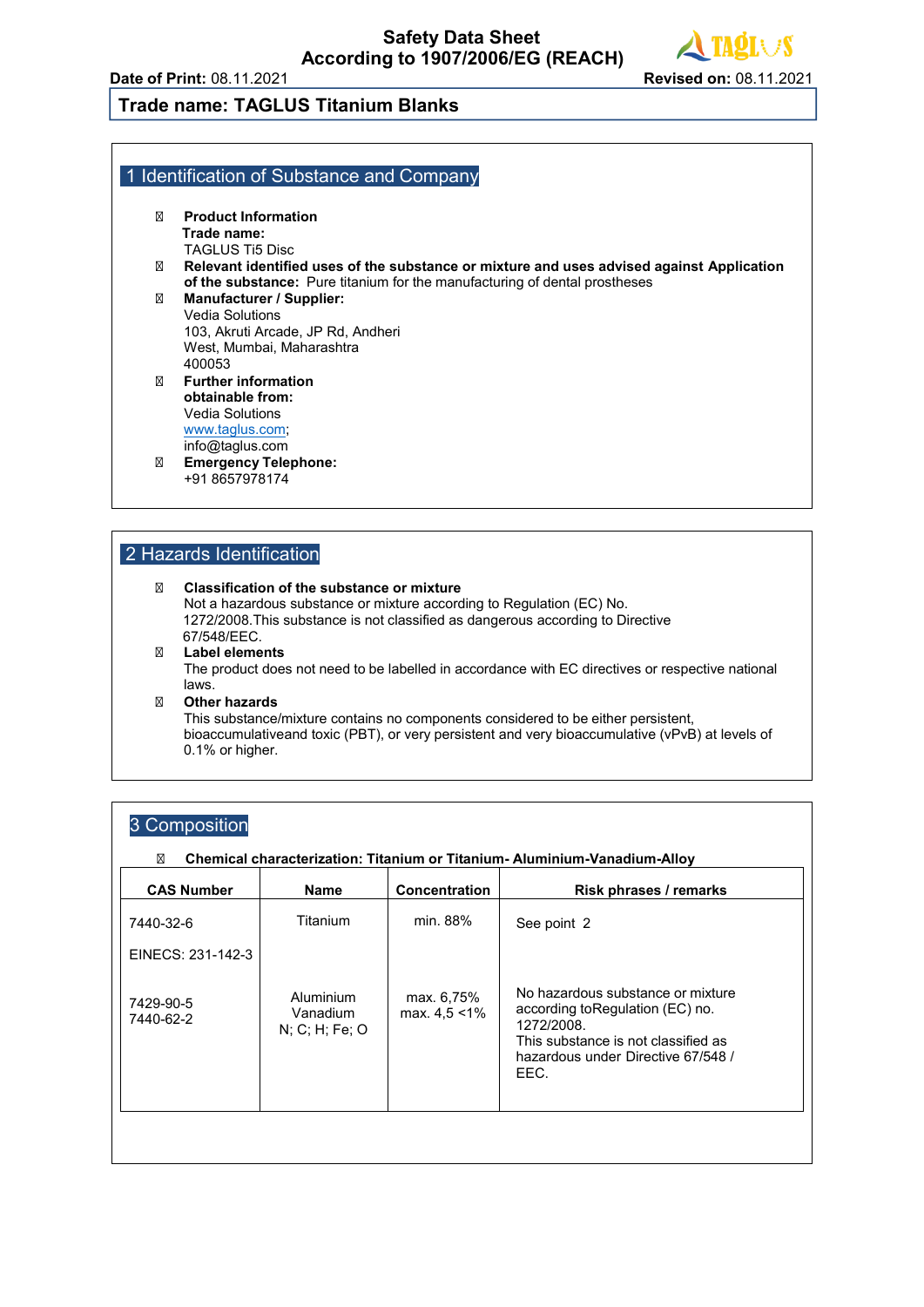# Safety Data Sheet
# According to 1907/2006/EG (REACH)

**Date of Print:** 08.11.2021 **Revised on:** 08.11.2021

**Trade name: TAGLUS Titanium Blanks**

## 1 Identification of Substance and Company

- **Product Information**
  **Trade name:**
  TAGLUS Ti5 Disc
- **Relevant identified uses of the substance or mixture and uses advised against Application of the substance:** Pure titanium for the manufacturing of dental prostheses
- **Manufacturer / Supplier:**
  Vedia Solutions
  103, Akruti Arcade, JP Rd, Andheri
  West, Mumbai, Maharashtra
  400053
- **Further information obtainable from:**
  Vedia Solutions
  www.taglus.com;
  info@taglus.com
- **Emergency Telephone:**
  +91 8657978174

## 2 Hazards Identification

- **Classification of the substance or mixture**
  Not a hazardous substance or mixture according to Regulation (EC) No. 1272/2008.This substance is not classified as dangerous according to Directive 67/548/EEC.
- **Label elements**
  The product does not need to be labelled in accordance with EC directives or respective national laws.
- **Other hazards**
  This substance/mixture contains no components considered to be either persistent, bioaccumulativeand toxic (PBT), or very persistent and very bioaccumulative (vPvB) at levels of 0.1% or higher.

## 3 Composition

- **Chemical characterization: Titanium or Titanium- Aluminium-Vanadium-Alloy**

| CAS Number | Name | Concentration | Risk phrases / remarks |
|---|---|---|---|
| 7440-32-6<br><br>EINECS: 231-142-3 | Titanium | min. 88% | See point 2 |
| 7429-90-5<br>7440-62-2 | Aluminium<br>Vanadium<br>N; C; H; Fe; O | max. 6,75%<br>max. 4,5 <1% | No hazardous substance or mixture according toRegulation (EC) no. 1272/2008.<br>This substance is not classified as hazardous under Directive 67/548 / EEC. |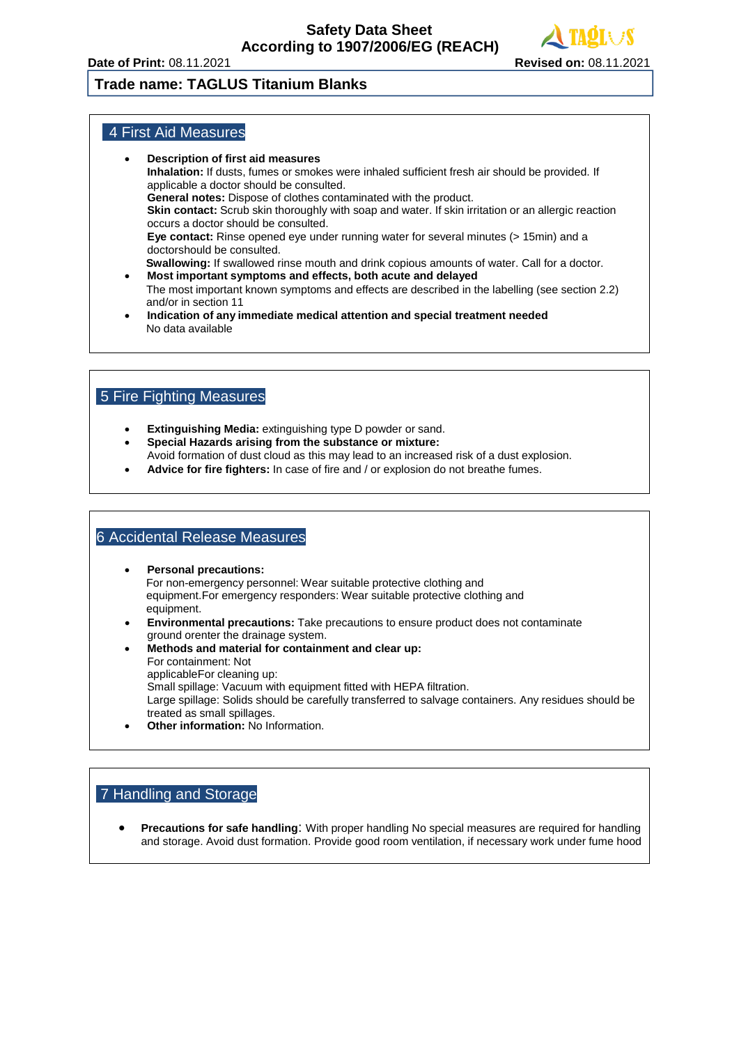## 4 First Aid Measures

- **Description of first aid measures**
  **Inhalation:** If dusts, fumes or smokes were inhaled sufficient fresh air should be provided. If applicable a doctor should be consulted.
  **General notes:** Dispose of clothes contaminated with the product.
  **Skin contact:** Scrub skin thoroughly with soap and water. If skin irritation or an allergic reaction occurs a doctor should be consulted.
  **Eye contact:** Rinse opened eye under running water for several minutes (> 15min) and a doctorshould be consulted.
  **Swallowing:** If swallowed rinse mouth and drink copious amounts of water. Call for a doctor.
- **Most important symptoms and effects, both acute and delayed**
  The most important known symptoms and effects are described in the labelling (see section 2.2) and/or in section 11
- **Indication of any immediate medical attention and special treatment needed**
  No data available

## 5 Fire Fighting Measures

- **Extinguishing Media:** extinguishing type D powder or sand.
- **Special Hazards arising from the substance or mixture:**
  Avoid formation of dust cloud as this may lead to an increased risk of a dust explosion.
- **Advice for fire fighters:** In case of fire and / or explosion do not breathe fumes.

## 6 Accidental Release Measures

- **Personal precautions:**
  For non-emergency personnel: Wear suitable protective clothing and equipment.For emergency responders: Wear suitable protective clothing and equipment.
- **Environmental precautions:** Take precautions to ensure product does not contaminate ground orenter the drainage system.
- **Methods and material for containment and clear up:**
  For containment: Not applicableFor cleaning up:
  Small spillage: Vacuum with equipment fitted with HEPA filtration.
  Large spillage: Solids should be carefully transferred to salvage containers. Any residues should be treated as small spillages.
- **Other information:** No Information.

## 7 Handling and Storage

- **Precautions for safe handling**: With proper handling No special measures are required for handling and storage. Avoid dust formation. Provide good room ventilation, if necessary work under fume hood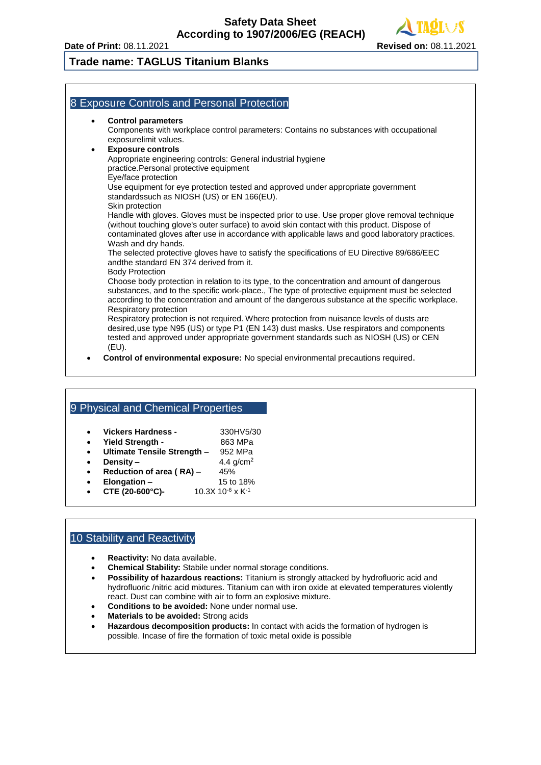## 8 Exposure Controls and Personal Protection

- **Control parameters**
  Components with workplace control parameters: Contains no substances with occupational exposurelimit values.
- **Exposure controls**
  Appropriate engineering controls: General industrial hygiene practice.Personal protective equipment
  Eye/face protection
  Use equipment for eye protection tested and approved under appropriate government standardssuch as NIOSH (US) or EN 166(EU).
  Skin protection
  Handle with gloves. Gloves must be inspected prior to use. Use proper glove removal technique (without touching glove's outer surface) to avoid skin contact with this product. Dispose of contaminated gloves after use in accordance with applicable laws and good laboratory practices. Wash and dry hands.
  The selected protective gloves have to satisfy the specifications of EU Directive 89/686/EEC andthe standard EN 374 derived from it.
  Body Protection
  Choose body protection in relation to its type, to the concentration and amount of dangerous substances, and to the specific work-place., The type of protective equipment must be selected according to the concentration and amount of the dangerous substance at the specific workplace.
  Respiratory protection
  Respiratory protection is not required. Where protection from nuisance levels of dusts are desired,use type N95 (US) or type P1 (EN 143) dust masks. Use respirators and components tested and approved under appropriate government standards such as NIOSH (US) or CEN (EU).
- **Control of environmental exposure:** No special environmental precautions required.

## 9 Physical and Chemical Properties

- **Vickers Hardness -** 330HV5/30
- **Yield Strength -** 863 MPa
- **Ultimate Tensile Strength –** 952 MPa
- **Density –** 4.4 $g/cm^2$
- **Reduction of area ( RA) –** 45%
- **Elongation –** 15 to 18%
- **CTE (20-600°C)-** $10.3X\ 10^{-6}\ x\ K^{-1}$

## 10 Stability and Reactivity

- **Reactivity:** No data available.
- **Chemical Stability:** Stabile under normal storage conditions.
- **Possibility of hazardous reactions:** Titanium is strongly attacked by hydrofluoric acid and hydrofluoric /nitric acid mixtures. Titanium can with iron oxide at elevated temperatures violently react. Dust can combine with air to form an explosive mixture.
- **Conditions to be avoided:** None under normal use.
- **Materials to be avoided:** Strong acids
- **Hazardous decomposition products:** In contact with acids the formation of hydrogen is possible. Incase of fire the formation of toxic metal oxide is possible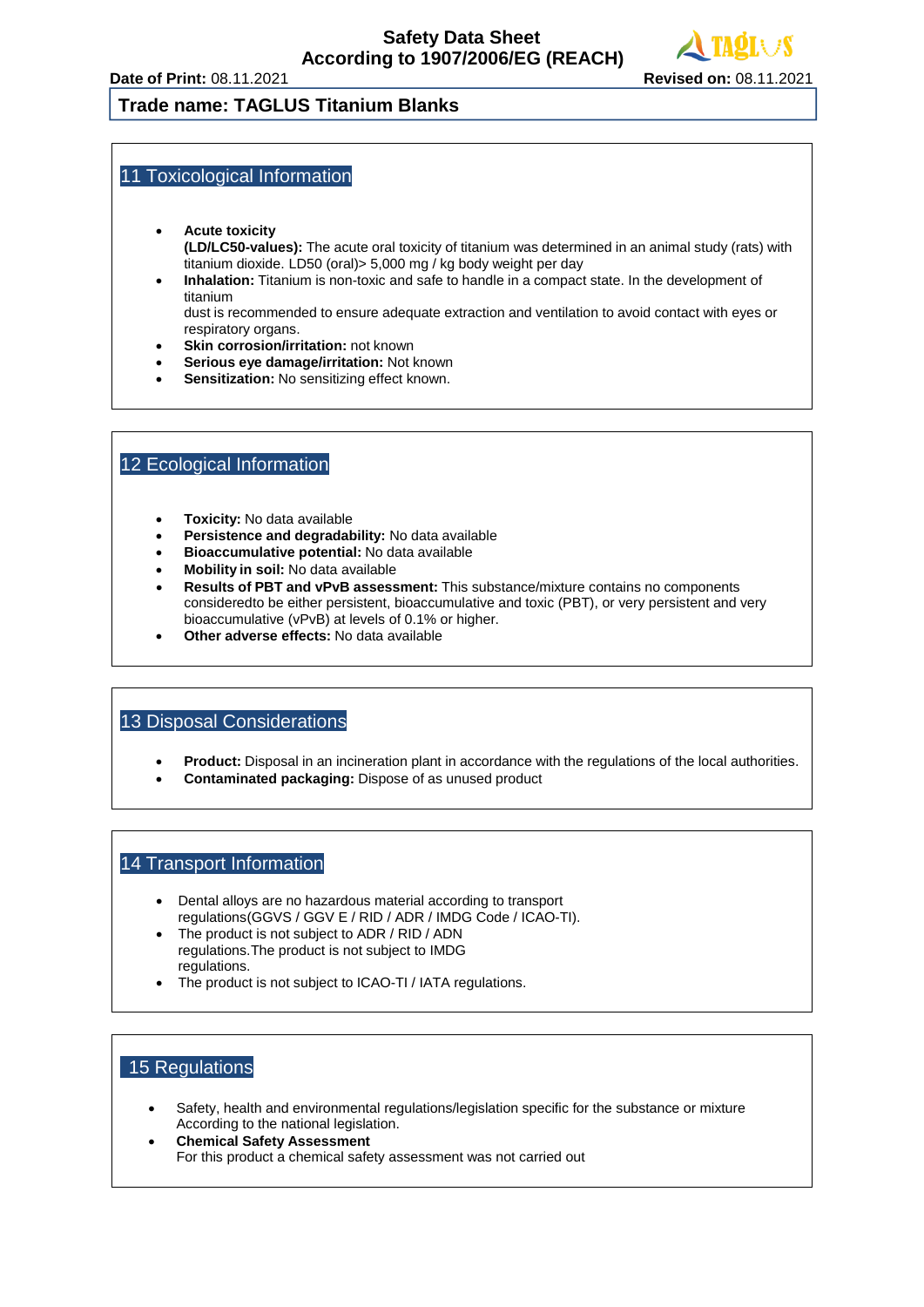**Trade name: TAGLUS Titanium Blanks**

## 11 Toxicological Information

- **Acute toxicity**
  **(LD/LC50-values):** The acute oral toxicity of titanium was determined in an animal study (rats) with titanium dioxide. LD50 (oral)> 5,000 mg / kg body weight per day
- **Inhalation:** Titanium is non-toxic and safe to handle in a compact state. In the development of titanium
  dust is recommended to ensure adequate extraction and ventilation to avoid contact with eyes or respiratory organs.
- **Skin corrosion/irritation:** not known
- **Serious eye damage/irritation:** Not known
- **Sensitization:** No sensitizing effect known.

## 12 Ecological Information

- **Toxicity:** No data available
- **Persistence and degradability:** No data available
- **Bioaccumulative potential:** No data available
- **Mobility in soil:** No data available
- **Results of PBT and vPvB assessment:** This substance/mixture contains no components consideredto be either persistent, bioaccumulative and toxic (PBT), or very persistent and very bioaccumulative (vPvB) at levels of 0.1% or higher.
- **Other adverse effects:** No data available

## 13 Disposal Considerations

- **Product:** Disposal in an incineration plant in accordance with the regulations of the local authorities.
- **Contaminated packaging:** Dispose of as unused product

## 14 Transport Information

- Dental alloys are no hazardous material according to transport regulations(GGVS / GGV E / RID / ADR / IMDG Code / ICAO-TI).
- The product is not subject to ADR / RID / ADN regulations.The product is not subject to IMDG regulations.
- The product is not subject to ICAO-TI / IATA regulations.

## 15 Regulations

- Safety, health and environmental regulations/legislation specific for the substance or mixture According to the national legislation.
- **Chemical Safety Assessment**
  For this product a chemical safety assessment was not carried out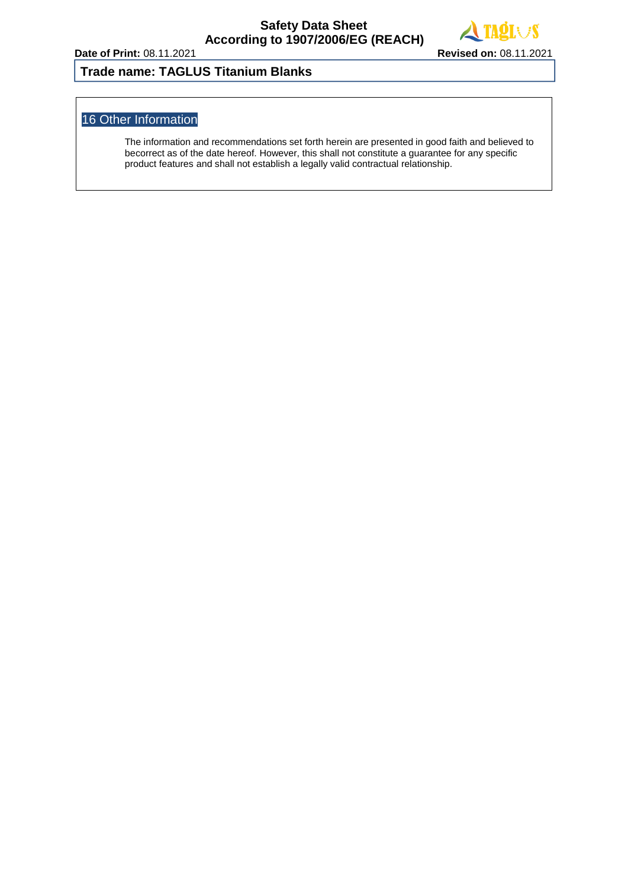## 16 Other Information

The information and recommendations set forth herein are presented in good faith and believed to becorrect as of the date hereof. However, this shall not constitute a guarantee for any specific product features and shall not establish a legally valid contractual relationship.